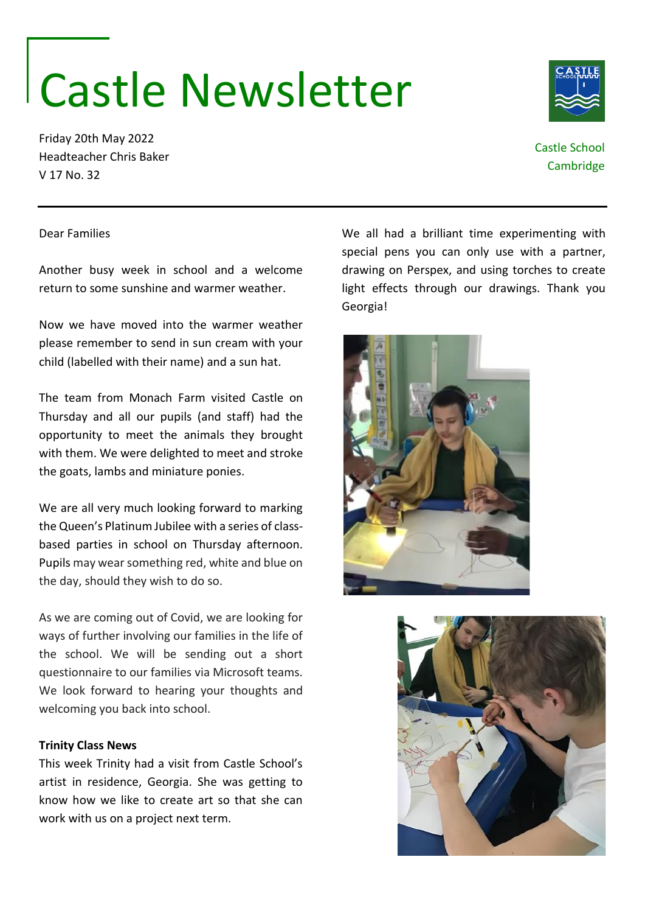# Castle Newsletter

Friday 20th May 2022
Headteacher Chris Baker
V 17 No. 32

Castle School
Cambridge

Dear Families

Another busy week in school and a welcome return to some sunshine and warmer weather.

Now we have moved into the warmer weather please remember to send in sun cream with your child (labelled with their name) and a sun hat.

The team from Monach Farm visited Castle on Thursday and all our pupils (and staff) had the opportunity to meet the animals they brought with them. We were delighted to meet and stroke the goats, lambs and miniature ponies.

We are all very much looking forward to marking the Queen's Platinum Jubilee with a series of class-based parties in school on Thursday afternoon. Pupils may wear something red, white and blue on the day, should they wish to do so.

As we are coming out of Covid, we are looking for ways of further involving our families in the life of the school. We will be sending out a short questionnaire to our families via Microsoft teams. We look forward to hearing your thoughts and welcoming you back into school.

**Trinity Class News**

This week Trinity had a visit from Castle School's artist in residence, Georgia. She was getting to know how we like to create art so that she can work with us on a project next term.

We all had a brilliant time experimenting with special pens you can only use with a partner, drawing on Perspex, and using torches to create light effects through our drawings. Thank you Georgia!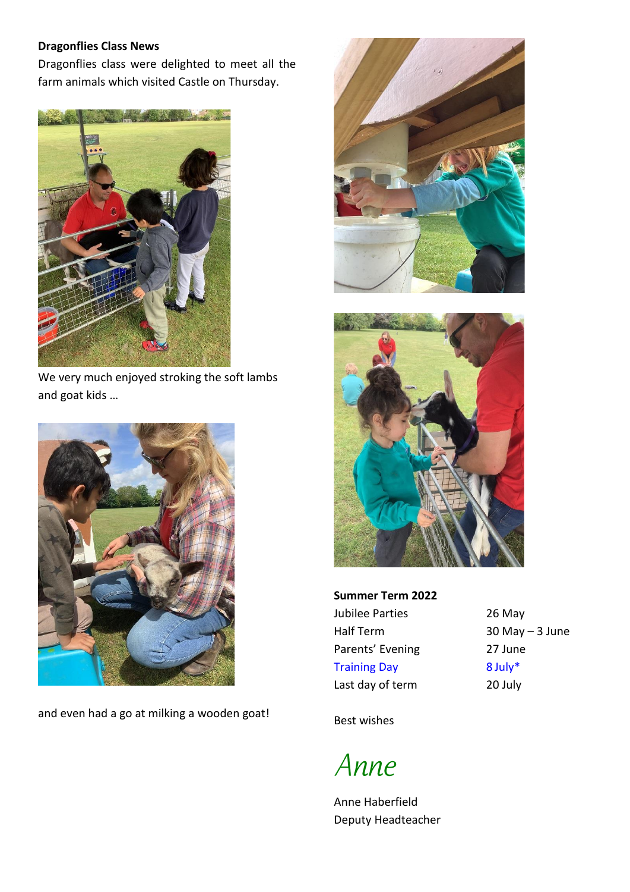**Dragonflies Class News**

Dragonflies class were delighted to meet all the farm animals which visited Castle on Thursday.

We very much enjoyed stroking the soft lambs and goat kids …

and even had a go at milking a wooden goat!

**Summer Term 2022**

| | |
|---|---|
| Jubilee Parties | 26 May |
| Half Term | 30 May – 3 June |
| Parents' Evening | 27 June |
| Training Day | 8 July* |
| Last day of term | 20 July |

Best wishes

*Anne*

Anne Haberfield
Deputy Headteacher